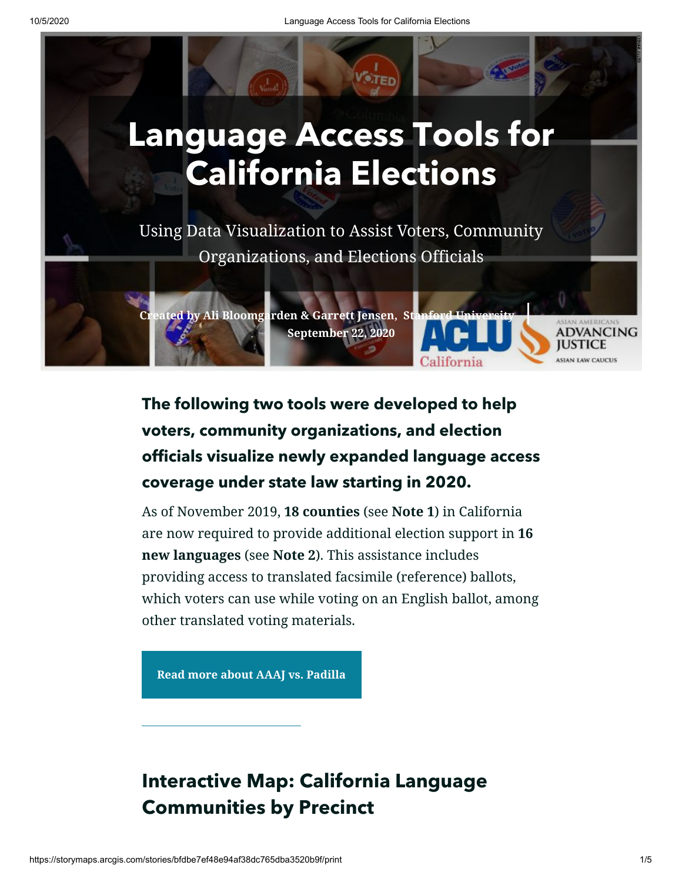# Language Access Tools for California Elections

Using Data Visualization to Assist Voters, Community Organizations, and Elections Officials

**Created by Ali Bloomgarden & Garrett Jensen, Stanford University**
**September 22, 2020**

ACLU California | Asian Americans Advancing Justice – Asian Law Caucus

## The following two tools were developed to help voters, community organizations, and election officials visualize newly expanded language access coverage under state law starting in 2020.

As of November 2019, **18 counties** (see **Note 1**) in California are now required to provide additional election support in **16 new languages** (see **Note 2**). This assistance includes providing access to translated facsimile (reference) ballots, which voters can use while voting on an English ballot, among other translated voting materials.

**Read more about AAAJ vs. Padilla**

## Interactive Map: California Language Communities by Precinct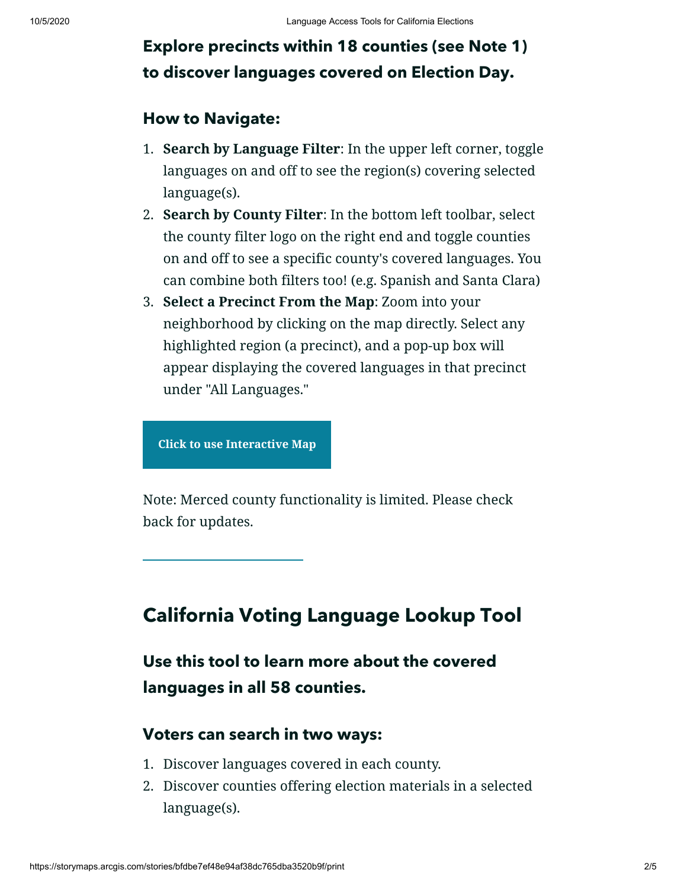### Explore precincts within 18 counties (see Note 1) to discover languages covered on Election Day.

### How to Navigate:

1. **Search by Language Filter**: In the upper left corner, toggle languages on and off to see the region(s) covering selected language(s).
2. **Search by County Filter**: In the bottom left toolbar, select the county filter logo on the right end and toggle counties on and off to see a specific county's covered languages. You can combine both filters too! (e.g. Spanish and Santa Clara)
3. **Select a Precinct From the Map**: Zoom into your neighborhood by clicking on the map directly. Select any highlighted region (a precinct), and a pop-up box will appear displaying the covered languages in that precinct under "All Languages."

**Click to use Interactive Map**

Note: Merced county functionality is limited. Please check back for updates.

---

## California Voting Language Lookup Tool

### Use this tool to learn more about the covered languages in all 58 counties.

### Voters can search in two ways:

1. Discover languages covered in each county.
2. Discover counties offering election materials in a selected language(s).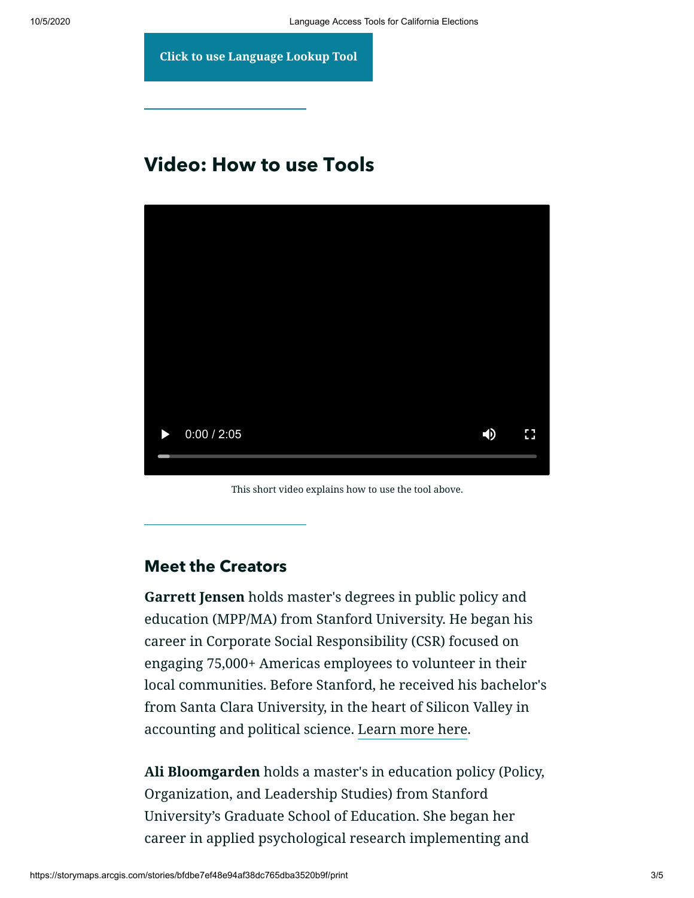Click to use Language Lookup Tool

## Video: How to use Tools

This short video explains how to use the tool above.

### Meet the Creators

**Garrett Jensen** holds master's degrees in public policy and education (MPP/MA) from Stanford University. He began his career in Corporate Social Responsibility (CSR) focused on engaging 75,000+ Americas employees to volunteer in their local communities. Before Stanford, he received his bachelor's from Santa Clara University, in the heart of Silicon Valley in accounting and political science. Learn more here.

**Ali Bloomgarden** holds a master's in education policy (Policy, Organization, and Leadership Studies) from Stanford University's Graduate School of Education. She began her career in applied psychological research implementing and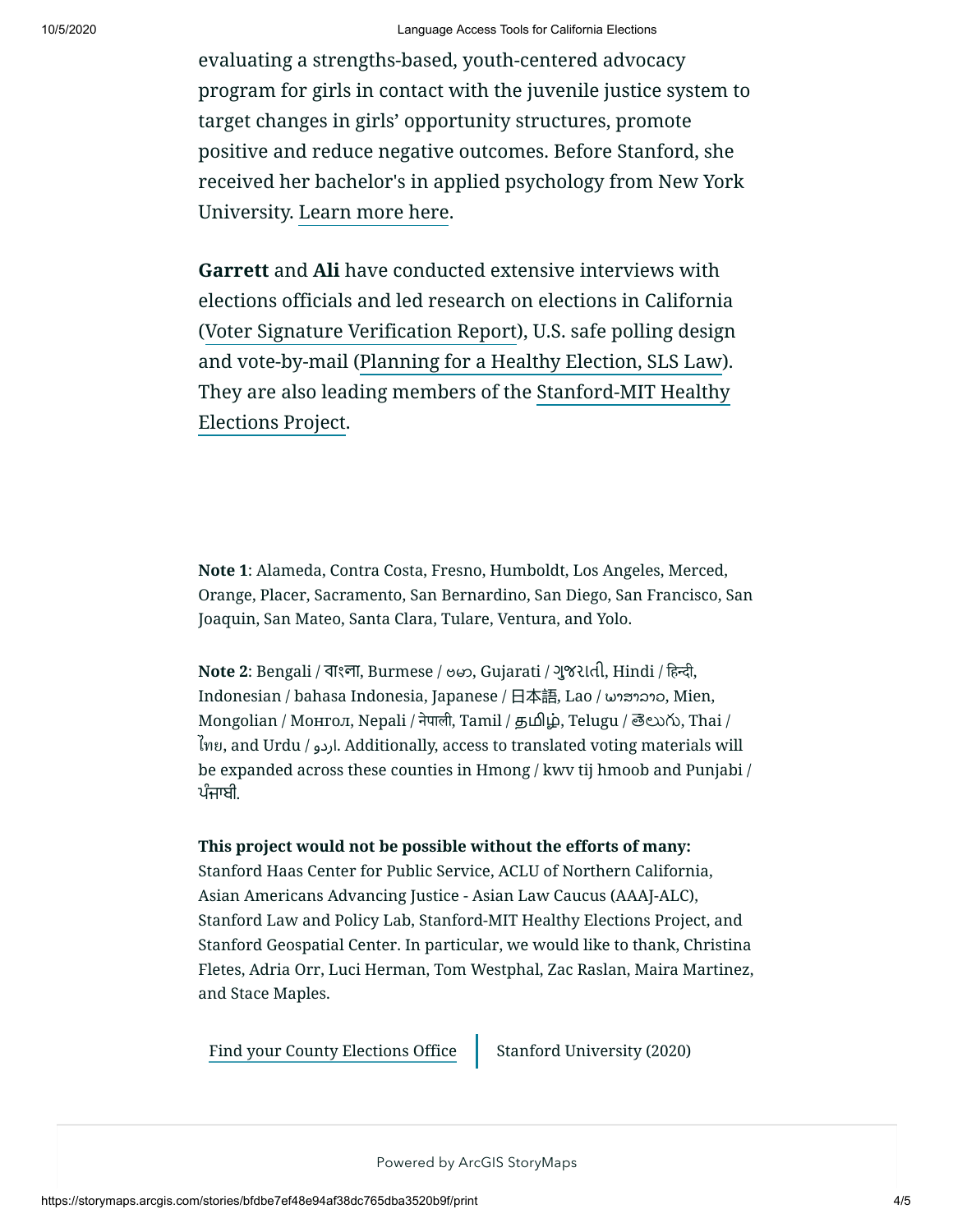evaluating a strengths-based, youth-centered advocacy program for girls in contact with the juvenile justice system to target changes in girls' opportunity structures, promote positive and reduce negative outcomes. Before Stanford, she received her bachelor's in applied psychology from New York University. Learn more here.

**Garrett** and **Ali** have conducted extensive interviews with elections officials and led research on elections in California (Voter Signature Verification Report), U.S. safe polling design and vote-by-mail (Planning for a Healthy Election, SLS Law). They are also leading members of the Stanford-MIT Healthy Elections Project.

**Note 1**: Alameda, Contra Costa, Fresno, Humboldt, Los Angeles, Merced, Orange, Placer, Sacramento, San Bernardino, San Diego, San Francisco, San Joaquin, San Mateo, Santa Clara, Tulare, Ventura, and Yolo.

**Note 2**: Bengali / বাংলা, Burmese / ဗမာ, Gujarati / ગુજરાતી, Hindi / हिन्दी, Indonesian / bahasa Indonesia, Japanese / 日本語, Lao / ພາສາລາວ, Mien, Mongolian / Монгол, Nepali / नेपाली, Tamil / தமிழ், Telugu / తెలుగు, Thai / ไทย, and Urdu / اردو. Additionally, access to translated voting materials will be expanded across these counties in Hmong / kwv tij hmoob and Punjabi / ਪੰਜਾਬੀ.

**This project would not be possible without the efforts of many:** Stanford Haas Center for Public Service, ACLU of Northern California, Asian Americans Advancing Justice - Asian Law Caucus (AAAJ-ALC), Stanford Law and Policy Lab, Stanford-MIT Healthy Elections Project, and Stanford Geospatial Center. In particular, we would like to thank, Christina Fletes, Adria Orr, Luci Herman, Tom Westphal, Zac Raslan, Maira Martinez, and Stace Maples.

Find your County Elections Office | Stanford University (2020)

Powered by ArcGIS StoryMaps